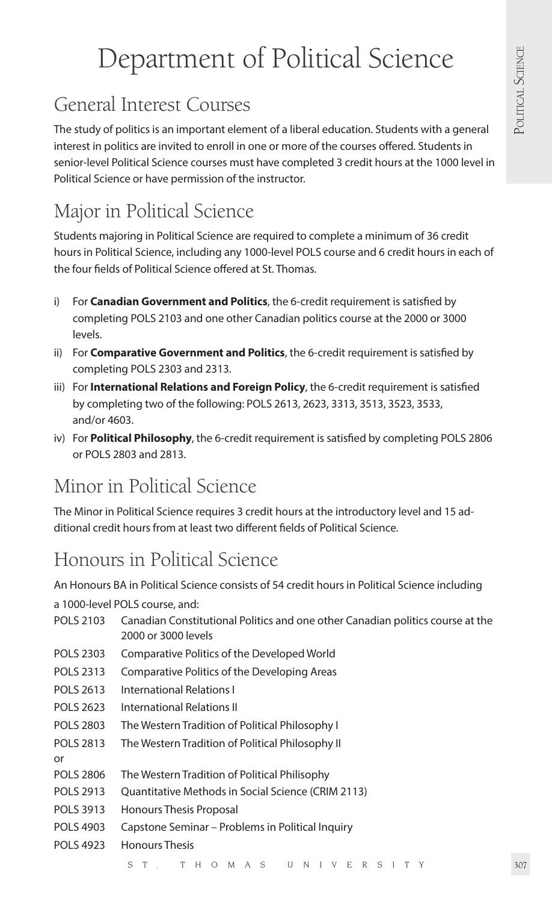# Department of Political Science

## General Interest Courses

The study of politics is an important element of a liberal education. Students with a general interest in politics are invited to enroll in one or more of the courses offered. Students in senior-level Political Science courses must have completed 3 credit hours at the 1000 level in Political Science or have permission of the instructor.

## Major in Political Science

Students majoring in Political Science are required to complete a minimum of 36 credit hours in Political Science, including any 1000-level POLS course and 6 credit hours in each of the four fields of Political Science offered at St. Thomas.

i) For **Canadian Government and Politics**, the 6-credit requirement is satisfied by completing POLS 2103 and one other Canadian politics course at the 2000 or 3000 levels.

ii) For **Comparative Government and Politics**, the 6-credit requirement is satisfied by completing POLS 2303 and 2313.

iii) For **International Relations and Foreign Policy**, the 6-credit requirement is satisfied by completing two of the following: POLS 2613, 2623, 3313, 3513, 3523, 3533, and/or 4603.

iv) For **Political Philosophy**, the 6-credit requirement is satisfied by completing POLS 2806 or POLS 2803 and 2813.

## Minor in Political Science

The Minor in Political Science requires 3 credit hours at the introductory level and 15 additional credit hours from at least two different fields of Political Science.

## Honours in Political Science

An Honours BA in Political Science consists of 54 credit hours in Political Science including a 1000-level POLS course, and:

| | |
|---|---|
| POLS 2103 | Canadian Constitutional Politics and one other Canadian politics course at the 2000 or 3000 levels |
| POLS 2303 | Comparative Politics of the Developed World |
| POLS 2313 | Comparative Politics of the Developing Areas |
| POLS 2613 | International Relations I |
| POLS 2623 | International Relations II |
| POLS 2803 | The Western Tradition of Political Philosophy I |
| POLS 2813 | The Western Tradition of Political Philosophy II |
| or | |
| POLS 2806 | The Western Tradition of Political Philisophy |
| POLS 2913 | Quantitative Methods in Social Science (CRIM 2113) |
| POLS 3913 | Honours Thesis Proposal |
| POLS 4903 | Capstone Seminar – Problems in Political Inquiry |
| POLS 4923 | Honours Thesis |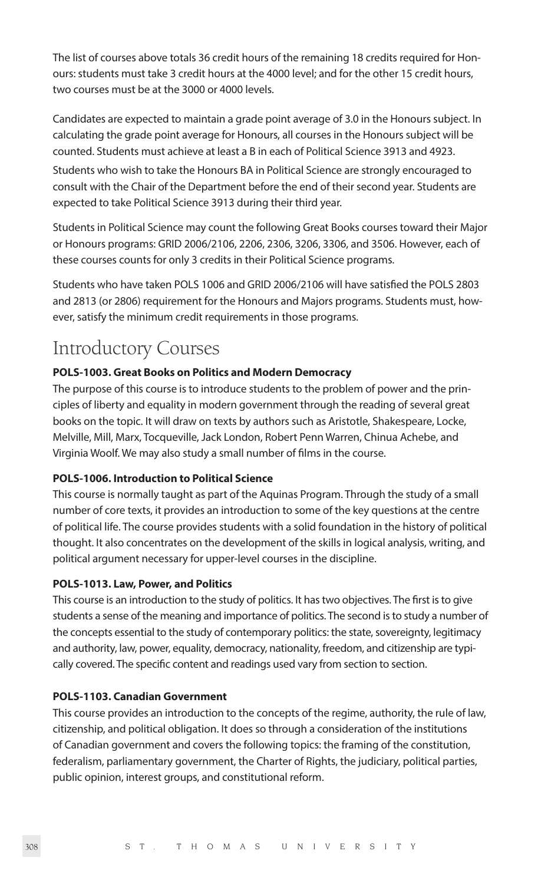The list of courses above totals 36 credit hours of the remaining 18 credits required for Honours: students must take 3 credit hours at the 4000 level; and for the other 15 credit hours, two courses must be at the 3000 or 4000 levels.

Candidates are expected to maintain a grade point average of 3.0 in the Honours subject. In calculating the grade point average for Honours, all courses in the Honours subject will be counted. Students must achieve at least a B in each of Political Science 3913 and 4923.

Students who wish to take the Honours BA in Political Science are strongly encouraged to consult with the Chair of the Department before the end of their second year. Students are expected to take Political Science 3913 during their third year.

Students in Political Science may count the following Great Books courses toward their Major or Honours programs: GRID 2006/2106, 2206, 2306, 3206, 3306, and 3506. However, each of these courses counts for only 3 credits in their Political Science programs.

Students who have taken POLS 1006 and GRID 2006/2106 will have satisfied the POLS 2803 and 2813 (or 2806) requirement for the Honours and Majors programs. Students must, however, satisfy the minimum credit requirements in those programs.

## Introductory Courses

**POLS-1003. Great Books on Politics and Modern Democracy**

The purpose of this course is to introduce students to the problem of power and the principles of liberty and equality in modern government through the reading of several great books on the topic. It will draw on texts by authors such as Aristotle, Shakespeare, Locke, Melville, Mill, Marx, Tocqueville, Jack London, Robert Penn Warren, Chinua Achebe, and Virginia Woolf. We may also study a small number of films in the course.

**POLS-1006. Introduction to Political Science**

This course is normally taught as part of the Aquinas Program. Through the study of a small number of core texts, it provides an introduction to some of the key questions at the centre of political life. The course provides students with a solid foundation in the history of political thought. It also concentrates on the development of the skills in logical analysis, writing, and political argument necessary for upper-level courses in the discipline.

**POLS-1013. Law, Power, and Politics**

This course is an introduction to the study of politics. It has two objectives. The first is to give students a sense of the meaning and importance of politics. The second is to study a number of the concepts essential to the study of contemporary politics: the state, sovereignty, legitimacy and authority, law, power, equality, democracy, nationality, freedom, and citizenship are typically covered. The specific content and readings used vary from section to section.

**POLS-1103. Canadian Government**

This course provides an introduction to the concepts of the regime, authority, the rule of law, citizenship, and political obligation. It does so through a consideration of the institutions of Canadian government and covers the following topics: the framing of the constitution, federalism, parliamentary government, the Charter of Rights, the judiciary, political parties, public opinion, interest groups, and constitutional reform.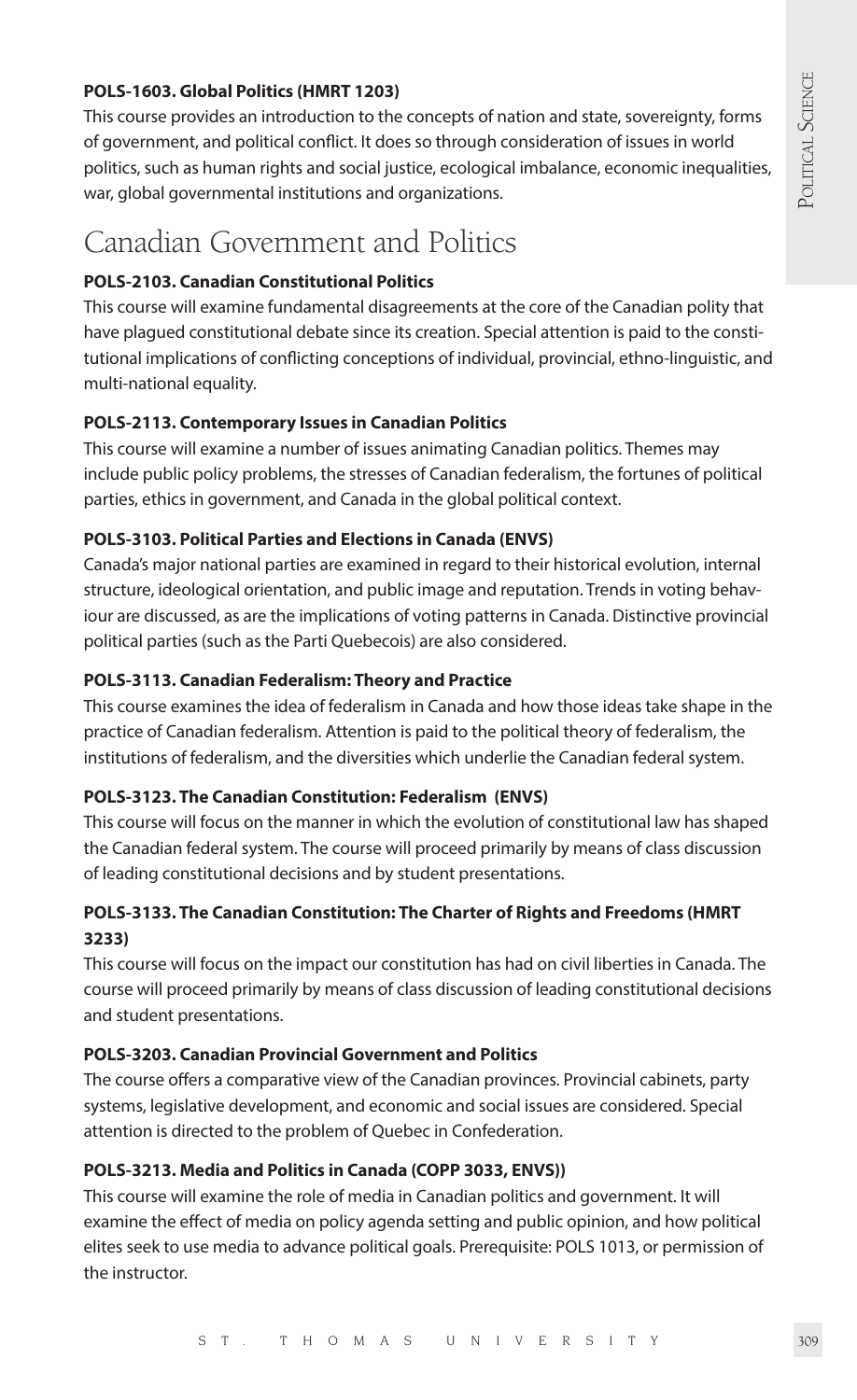**POLS-1603. Global Politics (HMRT 1203)**

This course provides an introduction to the concepts of nation and state, sovereignty, forms of government, and political conflict. It does so through consideration of issues in world politics, such as human rights and social justice, ecological imbalance, economic inequalities, war, global governmental institutions and organizations.

## Canadian Government and Politics

**POLS-2103. Canadian Constitutional Politics**

This course will examine fundamental disagreements at the core of the Canadian polity that have plagued constitutional debate since its creation. Special attention is paid to the constitutional implications of conflicting conceptions of individual, provincial, ethno-linguistic, and multi-national equality.

**POLS-2113. Contemporary Issues in Canadian Politics**

This course will examine a number of issues animating Canadian politics. Themes may include public policy problems, the stresses of Canadian federalism, the fortunes of political parties, ethics in government, and Canada in the global political context.

**POLS-3103. Political Parties and Elections in Canada (ENVS)**

Canada's major national parties are examined in regard to their historical evolution, internal structure, ideological orientation, and public image and reputation. Trends in voting behaviour are discussed, as are the implications of voting patterns in Canada. Distinctive provincial political parties (such as the Parti Quebecois) are also considered.

**POLS-3113. Canadian Federalism: Theory and Practice**

This course examines the idea of federalism in Canada and how those ideas take shape in the practice of Canadian federalism. Attention is paid to the political theory of federalism, the institutions of federalism, and the diversities which underlie the Canadian federal system.

**POLS-3123. The Canadian Constitution: Federalism (ENVS)**

This course will focus on the manner in which the evolution of constitutional law has shaped the Canadian federal system. The course will proceed primarily by means of class discussion of leading constitutional decisions and by student presentations.

**POLS-3133. The Canadian Constitution: The Charter of Rights and Freedoms (HMRT 3233)**

This course will focus on the impact our constitution has had on civil liberties in Canada. The course will proceed primarily by means of class discussion of leading constitutional decisions and student presentations.

**POLS-3203. Canadian Provincial Government and Politics**

The course offers a comparative view of the Canadian provinces. Provincial cabinets, party systems, legislative development, and economic and social issues are considered. Special attention is directed to the problem of Quebec in Confederation.

**POLS-3213. Media and Politics in Canada (COPP 3033, ENVS))**

This course will examine the role of media in Canadian politics and government. It will examine the effect of media on policy agenda setting and public opinion, and how political elites seek to use media to advance political goals. Prerequisite: POLS 1013, or permission of the instructor.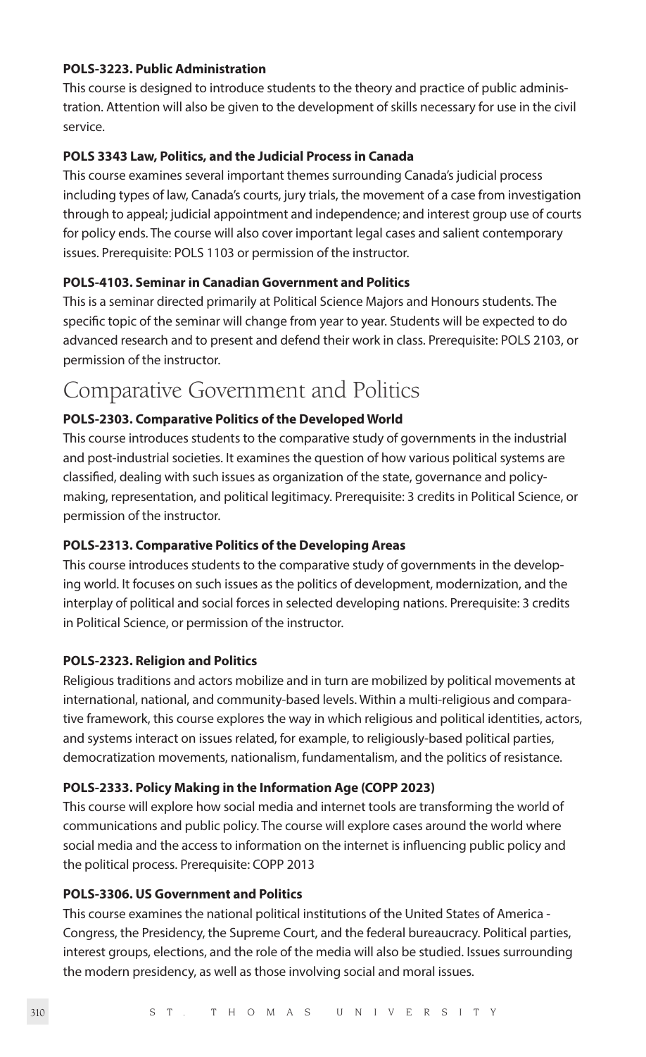**POLS-3223. Public Administration**

This course is designed to introduce students to the theory and practice of public administration. Attention will also be given to the development of skills necessary for use in the civil service.

**POLS 3343 Law, Politics, and the Judicial Process in Canada**

This course examines several important themes surrounding Canada's judicial process including types of law, Canada's courts, jury trials, the movement of a case from investigation through to appeal; judicial appointment and independence; and interest group use of courts for policy ends. The course will also cover important legal cases and salient contemporary issues. Prerequisite: POLS 1103 or permission of the instructor.

**POLS-4103. Seminar in Canadian Government and Politics**

This is a seminar directed primarily at Political Science Majors and Honours students. The specific topic of the seminar will change from year to year. Students will be expected to do advanced research and to present and defend their work in class. Prerequisite: POLS 2103, or permission of the instructor.

## Comparative Government and Politics

**POLS-2303. Comparative Politics of the Developed World**

This course introduces students to the comparative study of governments in the industrial and post-industrial societies. It examines the question of how various political systems are classified, dealing with such issues as organization of the state, governance and policy-making, representation, and political legitimacy. Prerequisite: 3 credits in Political Science, or permission of the instructor.

**POLS-2313. Comparative Politics of the Developing Areas**

This course introduces students to the comparative study of governments in the developing world. It focuses on such issues as the politics of development, modernization, and the interplay of political and social forces in selected developing nations. Prerequisite: 3 credits in Political Science, or permission of the instructor.

**POLS-2323. Religion and Politics**

Religious traditions and actors mobilize and in turn are mobilized by political movements at international, national, and community-based levels. Within a multi-religious and comparative framework, this course explores the way in which religious and political identities, actors, and systems interact on issues related, for example, to religiously-based political parties, democratization movements, nationalism, fundamentalism, and the politics of resistance.

**POLS-2333. Policy Making in the Information Age (COPP 2023)**

This course will explore how social media and internet tools are transforming the world of communications and public policy. The course will explore cases around the world where social media and the access to information on the internet is influencing public policy and the political process. Prerequisite: COPP 2013

**POLS-3306. US Government and Politics**

This course examines the national political institutions of the United States of America - Congress, the Presidency, the Supreme Court, and the federal bureaucracy. Political parties, interest groups, elections, and the role of the media will also be studied. Issues surrounding the modern presidency, as well as those involving social and moral issues.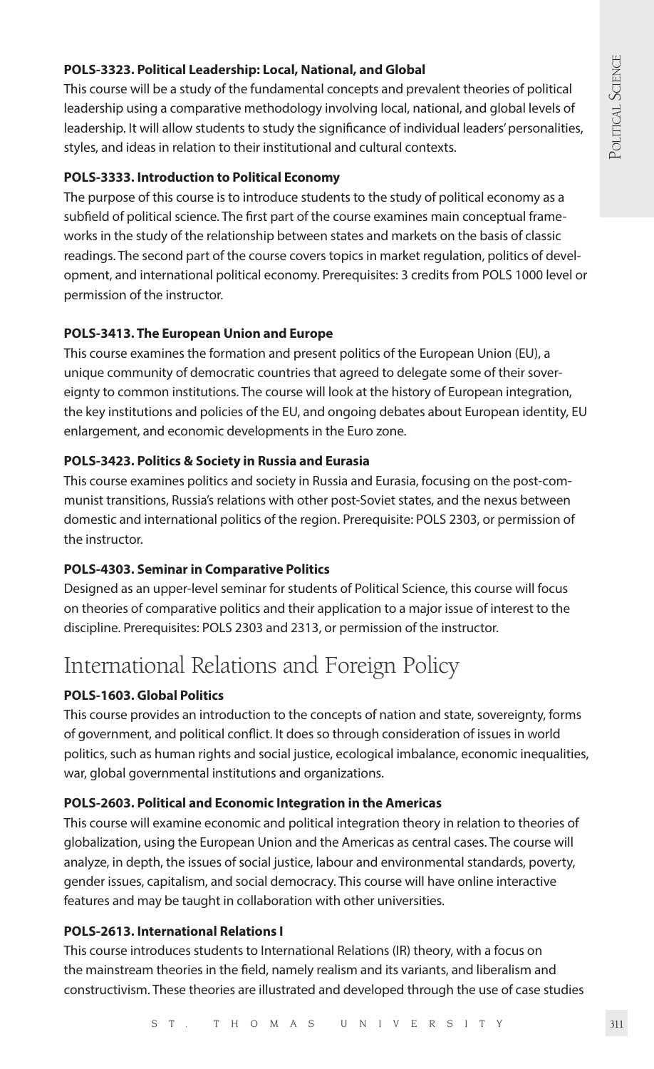**POLS-3323. Political Leadership: Local, National, and Global**

This course will be a study of the fundamental concepts and prevalent theories of political leadership using a comparative methodology involving local, national, and global levels of leadership. It will allow students to study the significance of individual leaders' personalities, styles, and ideas in relation to their institutional and cultural contexts.

**POLS-3333. Introduction to Political Economy**

The purpose of this course is to introduce students to the study of political economy as a subfield of political science. The first part of the course examines main conceptual frameworks in the study of the relationship between states and markets on the basis of classic readings. The second part of the course covers topics in market regulation, politics of development, and international political economy. Prerequisites: 3 credits from POLS 1000 level or permission of the instructor.

**POLS-3413. The European Union and Europe**

This course examines the formation and present politics of the European Union (EU), a unique community of democratic countries that agreed to delegate some of their sovereignty to common institutions. The course will look at the history of European integration, the key institutions and policies of the EU, and ongoing debates about European identity, EU enlargement, and economic developments in the Euro zone.

**POLS-3423. Politics & Society in Russia and Eurasia**

This course examines politics and society in Russia and Eurasia, focusing on the post-communist transitions, Russia's relations with other post-Soviet states, and the nexus between domestic and international politics of the region. Prerequisite: POLS 2303, or permission of the instructor.

**POLS-4303. Seminar in Comparative Politics**

Designed as an upper-level seminar for students of Political Science, this course will focus on theories of comparative politics and their application to a major issue of interest to the discipline. Prerequisites: POLS 2303 and 2313, or permission of the instructor.

## International Relations and Foreign Policy

**POLS-1603. Global Politics**

This course provides an introduction to the concepts of nation and state, sovereignty, forms of government, and political conflict. It does so through consideration of issues in world politics, such as human rights and social justice, ecological imbalance, economic inequalities, war, global governmental institutions and organizations.

**POLS-2603. Political and Economic Integration in the Americas**

This course will examine economic and political integration theory in relation to theories of globalization, using the European Union and the Americas as central cases. The course will analyze, in depth, the issues of social justice, labour and environmental standards, poverty, gender issues, capitalism, and social democracy. This course will have online interactive features and may be taught in collaboration with other universities.

**POLS-2613. International Relations I**

This course introduces students to International Relations (IR) theory, with a focus on the mainstream theories in the field, namely realism and its variants, and liberalism and constructivism. These theories are illustrated and developed through the use of case studies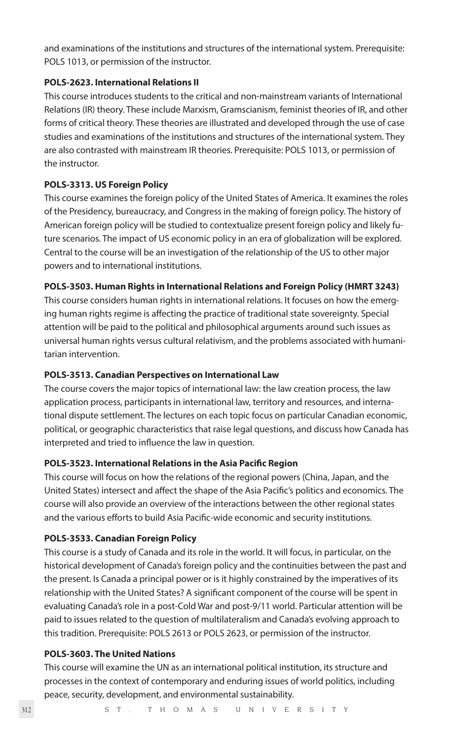and examinations of the institutions and structures of the international system. Prerequisite: POLS 1013, or permission of the instructor.

**POLS-2623. International Relations II**

This course introduces students to the critical and non-mainstream variants of International Relations (IR) theory. These include Marxism, Gramscianism, feminist theories of IR, and other forms of critical theory. These theories are illustrated and developed through the use of case studies and examinations of the institutions and structures of the international system. They are also contrasted with mainstream IR theories. Prerequisite: POLS 1013, or permission of the instructor.

**POLS-3313. US Foreign Policy**

This course examines the foreign policy of the United States of America. It examines the roles of the Presidency, bureaucracy, and Congress in the making of foreign policy. The history of American foreign policy will be studied to contextualize present foreign policy and likely future scenarios. The impact of US economic policy in an era of globalization will be explored. Central to the course will be an investigation of the relationship of the US to other major powers and to international institutions.

**POLS-3503. Human Rights in International Relations and Foreign Policy (HMRT 3243)**

This course considers human rights in international relations. It focuses on how the emerging human rights regime is affecting the practice of traditional state sovereignty. Special attention will be paid to the political and philosophical arguments around such issues as universal human rights versus cultural relativism, and the problems associated with humanitarian intervention.

**POLS-3513. Canadian Perspectives on International Law**

The course covers the major topics of international law: the law creation process, the law application process, participants in international law, territory and resources, and international dispute settlement. The lectures on each topic focus on particular Canadian economic, political, or geographic characteristics that raise legal questions, and discuss how Canada has interpreted and tried to influence the law in question.

**POLS-3523. International Relations in the Asia Pacific Region**

This course will focus on how the relations of the regional powers (China, Japan, and the United States) intersect and affect the shape of the Asia Pacific's politics and economics. The course will also provide an overview of the interactions between the other regional states and the various efforts to build Asia Pacific-wide economic and security institutions.

**POLS-3533. Canadian Foreign Policy**

This course is a study of Canada and its role in the world. It will focus, in particular, on the historical development of Canada's foreign policy and the continuities between the past and the present. Is Canada a principal power or is it highly constrained by the imperatives of its relationship with the United States? A significant component of the course will be spent in evaluating Canada's role in a post-Cold War and post-9/11 world. Particular attention will be paid to issues related to the question of multilateralism and Canada's evolving approach to this tradition. Prerequisite: POLS 2613 or POLS 2623, or permission of the instructor.

**POLS-3603. The United Nations**

This course will examine the UN as an international political institution, its structure and processes in the context of contemporary and enduring issues of world politics, including peace, security, development, and environmental sustainability.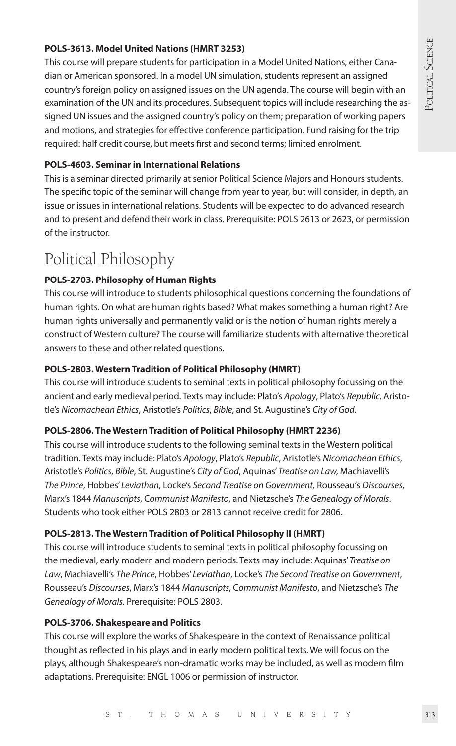**POLS-3613. Model United Nations (HMRT 3253)**

This course will prepare students for participation in a Model United Nations, either Canadian or American sponsored. In a model UN simulation, students represent an assigned country's foreign policy on assigned issues on the UN agenda. The course will begin with an examination of the UN and its procedures. Subsequent topics will include researching the assigned UN issues and the assigned country's policy on them; preparation of working papers and motions, and strategies for effective conference participation. Fund raising for the trip required: half credit course, but meets first and second terms; limited enrolment.

**POLS-4603. Seminar in International Relations**

This is a seminar directed primarily at senior Political Science Majors and Honours students. The specific topic of the seminar will change from year to year, but will consider, in depth, an issue or issues in international relations. Students will be expected to do advanced research and to present and defend their work in class. Prerequisite: POLS 2613 or 2623, or permission of the instructor.

## Political Philosophy

**POLS-2703. Philosophy of Human Rights**

This course will introduce to students philosophical questions concerning the foundations of human rights. On what are human rights based? What makes something a human right? Are human rights universally and permanently valid or is the notion of human rights merely a construct of Western culture? The course will familiarize students with alternative theoretical answers to these and other related questions.

**POLS-2803. Western Tradition of Political Philosophy (HMRT)**

This course will introduce students to seminal texts in political philosophy focussing on the ancient and early medieval period. Texts may include: Plato's *Apology*, Plato's *Republic*, Aristotle's *Nicomachean Ethics*, Aristotle's *Politics*, *Bible*, and St. Augustine's *City of God*.

**POLS-2806. The Western Tradition of Political Philosophy (HMRT 2236)**

This course will introduce students to the following seminal texts in the Western political tradition. Texts may include: Plato's *Apology*, Plato's *Republic*, Aristotle's *Nicomachean Ethics*, Aristotle's *Politics*, *Bible*, St. Augustine's *City of God*, Aquinas' *Treatise on Law,* Machiavelli's *The Prince*, Hobbes' *Leviathan*, Locke's *Second Treatise on Government,* Rousseau's *Discourses*, Marx's 1844 *Manuscripts*, *Communist Manifesto*, and Nietzsche's *The Genealogy of Morals*. Students who took either POLS 2803 or 2813 cannot receive credit for 2806.

**POLS-2813. The Western Tradition of Political Philosophy II (HMRT)**

This course will introduce students to seminal texts in political philosophy focussing on the medieval, early modern and modern periods. Texts may include: Aquinas' *Treatise on Law*, Machiavelli's *The Prince*, Hobbes' *Leviathan*, Locke's *The Second Treatise on Government*, Rousseau's *Discourses*, Marx's 1844 *Manuscripts*, *Communist Manifesto*, and Nietzsche's *The Genealogy of Morals*. Prerequisite: POLS 2803.

**POLS-3706. Shakespeare and Politics**

This course will explore the works of Shakespeare in the context of Renaissance political thought as reflected in his plays and in early modern political texts. We will focus on the plays, although Shakespeare's non-dramatic works may be included, as well as modern film adaptations. Prerequisite: ENGL 1006 or permission of instructor.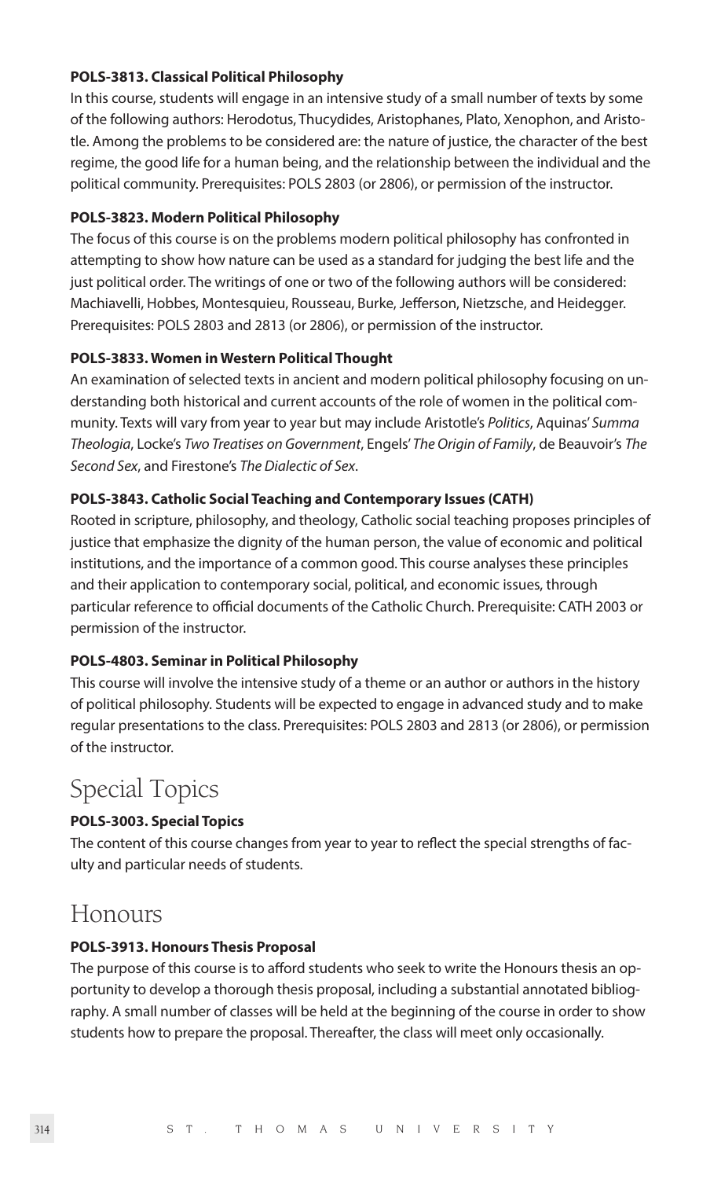**POLS-3813. Classical Political Philosophy**

In this course, students will engage in an intensive study of a small number of texts by some of the following authors: Herodotus, Thucydides, Aristophanes, Plato, Xenophon, and Aristotle. Among the problems to be considered are: the nature of justice, the character of the best regime, the good life for a human being, and the relationship between the individual and the political community. Prerequisites: POLS 2803 (or 2806), or permission of the instructor.

**POLS-3823. Modern Political Philosophy**

The focus of this course is on the problems modern political philosophy has confronted in attempting to show how nature can be used as a standard for judging the best life and the just political order. The writings of one or two of the following authors will be considered: Machiavelli, Hobbes, Montesquieu, Rousseau, Burke, Jefferson, Nietzsche, and Heidegger. Prerequisites: POLS 2803 and 2813 (or 2806), or permission of the instructor.

**POLS-3833. Women in Western Political Thought**

An examination of selected texts in ancient and modern political philosophy focusing on understanding both historical and current accounts of the role of women in the political community. Texts will vary from year to year but may include Aristotle's *Politics*, Aquinas' *Summa Theologia*, Locke's *Two Treatises on Government*, Engels' *The Origin of Family*, de Beauvoir's *The Second Sex*, and Firestone's *The Dialectic of Sex*.

**POLS-3843. Catholic Social Teaching and Contemporary Issues (CATH)**

Rooted in scripture, philosophy, and theology, Catholic social teaching proposes principles of justice that emphasize the dignity of the human person, the value of economic and political institutions, and the importance of a common good. This course analyses these principles and their application to contemporary social, political, and economic issues, through particular reference to official documents of the Catholic Church. Prerequisite: CATH 2003 or permission of the instructor.

**POLS-4803. Seminar in Political Philosophy**

This course will involve the intensive study of a theme or an author or authors in the history of political philosophy. Students will be expected to engage in advanced study and to make regular presentations to the class. Prerequisites: POLS 2803 and 2813 (or 2806), or permission of the instructor.

## Special Topics

**POLS-3003. Special Topics**

The content of this course changes from year to year to reflect the special strengths of faculty and particular needs of students.

## Honours

**POLS-3913. Honours Thesis Proposal**

The purpose of this course is to afford students who seek to write the Honours thesis an opportunity to develop a thorough thesis proposal, including a substantial annotated bibliography. A small number of classes will be held at the beginning of the course in order to show students how to prepare the proposal. Thereafter, the class will meet only occasionally.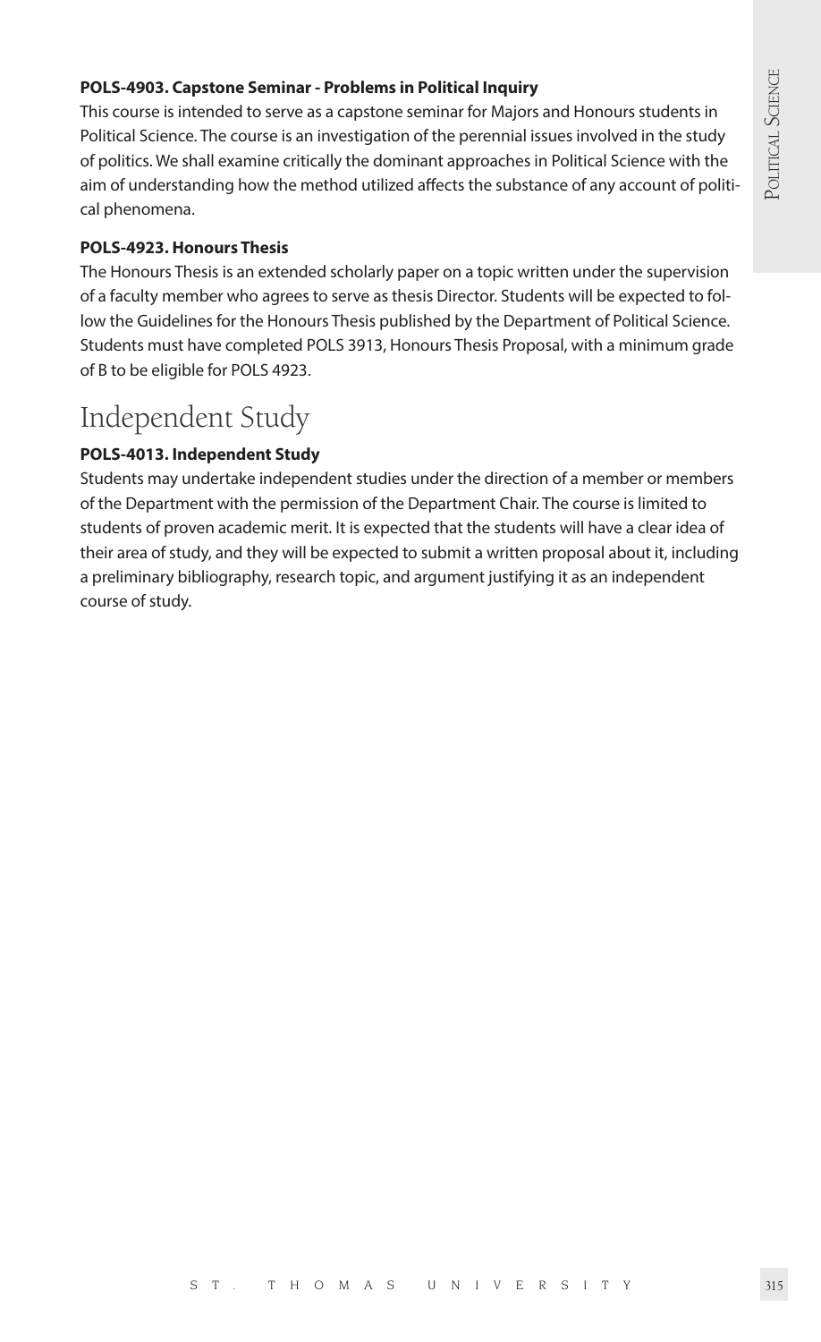**POLS-4903. Capstone Seminar - Problems in Political Inquiry**

This course is intended to serve as a capstone seminar for Majors and Honours students in Political Science. The course is an investigation of the perennial issues involved in the study of politics. We shall examine critically the dominant approaches in Political Science with the aim of understanding how the method utilized affects the substance of any account of political phenomena.

**POLS-4923. Honours Thesis**

The Honours Thesis is an extended scholarly paper on a topic written under the supervision of a faculty member who agrees to serve as thesis Director. Students will be expected to follow the Guidelines for the Honours Thesis published by the Department of Political Science. Students must have completed POLS 3913, Honours Thesis Proposal, with a minimum grade of B to be eligible for POLS 4923.

## Independent Study

**POLS-4013. Independent Study**

Students may undertake independent studies under the direction of a member or members of the Department with the permission of the Department Chair. The course is limited to students of proven academic merit. It is expected that the students will have a clear idea of their area of study, and they will be expected to submit a written proposal about it, including a preliminary bibliography, research topic, and argument justifying it as an independent course of study.